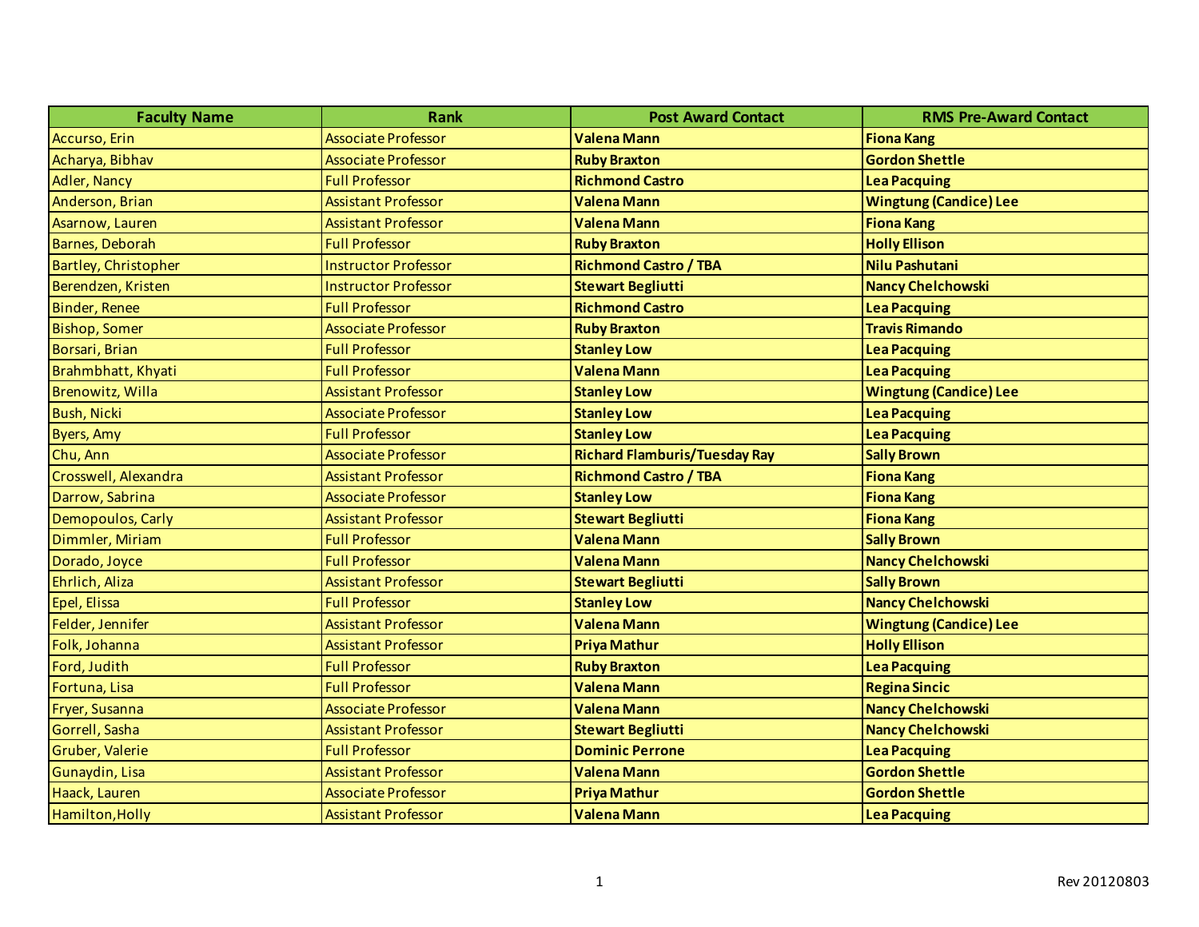| Faculty Name | Rank | Post Award Contact | RMS Pre-Award Contact |
|---|---|---|---|
| Accurso, Erin | Associate Professor | **Valena Mann** | **Fiona Kang** |
| Acharya, Bibhav | Associate Professor | **Ruby Braxton** | **Gordon Shettle** |
| Adler, Nancy | Full Professor | **Richmond Castro** | **Lea Pacquing** |
| Anderson, Brian | Assistant Professor | **Valena Mann** | **Wingtung (Candice) Lee** |
| Asarnow, Lauren | Assistant Professor | **Valena Mann** | **Fiona Kang** |
| Barnes, Deborah | Full Professor | **Ruby Braxton** | **Holly Ellison** |
| Bartley, Christopher | Instructor Professor | **Richmond Castro / TBA** | **Nilu Pashutani** |
| Berendzen, Kristen | Instructor Professor | **Stewart Begliutti** | **Nancy Chelchowski** |
| Binder, Renee | Full Professor | **Richmond Castro** | **Lea Pacquing** |
| Bishop, Somer | Associate Professor | **Ruby Braxton** | **Travis Rimando** |
| Borsari, Brian | Full Professor | **Stanley Low** | **Lea Pacquing** |
| Brahmbhatt, Khyati | Full Professor | **Valena Mann** | **Lea Pacquing** |
| Brenowitz, Willa | Assistant Professor | **Stanley Low** | **Wingtung (Candice) Lee** |
| Bush, Nicki | Associate Professor | **Stanley Low** | **Lea Pacquing** |
| Byers, Amy | Full Professor | **Stanley Low** | **Lea Pacquing** |
| Chu, Ann | Associate Professor | **Richard Flamburis/Tuesday Ray** | **Sally Brown** |
| Crosswell, Alexandra | Assistant Professor | **Richmond Castro / TBA** | **Fiona Kang** |
| Darrow, Sabrina | Associate Professor | **Stanley Low** | **Fiona Kang** |
| Demopoulos, Carly | Assistant Professor | **Stewart Begliutti** | **Fiona Kang** |
| Dimmler, Miriam | Full Professor | **Valena Mann** | **Sally Brown** |
| Dorado, Joyce | Full Professor | **Valena Mann** | **Nancy Chelchowski** |
| Ehrlich, Aliza | Assistant Professor | **Stewart Begliutti** | **Sally Brown** |
| Epel, Elissa | Full Professor | **Stanley Low** | **Nancy Chelchowski** |
| Felder, Jennifer | Assistant Professor | **Valena Mann** | **Wingtung (Candice) Lee** |
| Folk, Johanna | Assistant Professor | **Priya Mathur** | **Holly Ellison** |
| Ford, Judith | Full Professor | **Ruby Braxton** | **Lea Pacquing** |
| Fortuna, Lisa | Full Professor | **Valena Mann** | **Regina Sincic** |
| Fryer, Susanna | Associate Professor | **Valena Mann** | **Nancy Chelchowski** |
| Gorrell, Sasha | Assistant Professor | **Stewart Begliutti** | **Nancy Chelchowski** |
| Gruber, Valerie | Full Professor | **Dominic Perrone** | **Lea Pacquing** |
| Gunaydin, Lisa | Assistant Professor | **Valena Mann** | **Gordon Shettle** |
| Haack, Lauren | Associate Professor | **Priya Mathur** | **Gordon Shettle** |
| Hamilton,Holly | Assistant Professor | **Valena Mann** | **Lea Pacquing** |

Rev 20120803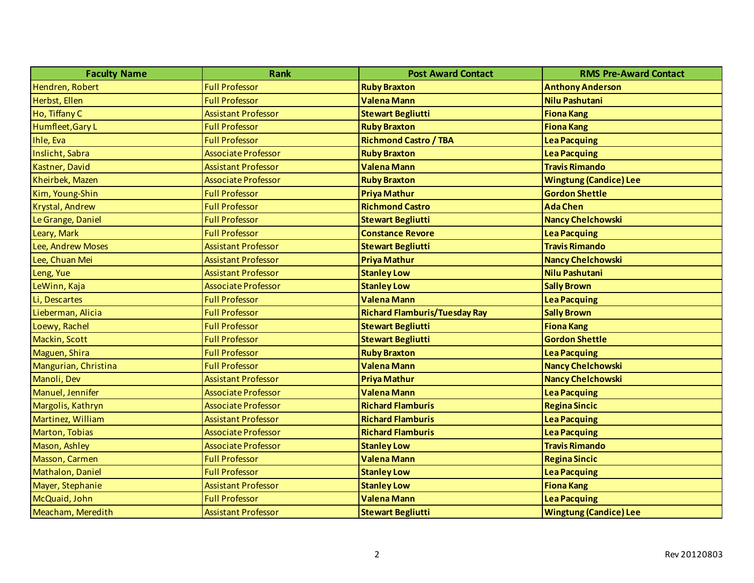| Faculty Name | Rank | Post Award Contact | RMS Pre-Award Contact |
| --- | --- | --- | --- |
| Hendren, Robert | Full Professor | **Ruby Braxton** | **Anthony Anderson** |
| Herbst, Ellen | Full Professor | **Valena Mann** | **Nilu Pashutani** |
| Ho, Tiffany C | Assistant Professor | **Stewart Begliutti** | **Fiona Kang** |
| Humfleet,Gary L | Full Professor | **Ruby Braxton** | **Fiona Kang** |
| Ihle, Eva | Full Professor | **Richmond Castro / TBA** | **Lea Pacquing** |
| Inslicht, Sabra | Associate Professor | **Ruby Braxton** | **Lea Pacquing** |
| Kastner, David | Assistant Professor | **Valena Mann** | **Travis Rimando** |
| Kheirbek, Mazen | Associate Professor | **Ruby Braxton** | **Wingtung (Candice) Lee** |
| Kim, Young-Shin | Full Professor | **Priya Mathur** | **Gordon Shettle** |
| Krystal, Andrew | Full Professor | **Richmond Castro** | **Ada Chen** |
| Le Grange, Daniel | Full Professor | **Stewart Begliutti** | **Nancy Chelchowski** |
| Leary, Mark | Full Professor | **Constance Revore** | **Lea Pacquing** |
| Lee, Andrew Moses | Assistant Professor | **Stewart Begliutti** | **Travis Rimando** |
| Lee, Chuan Mei | Assistant Professor | **Priya Mathur** | **Nancy Chelchowski** |
| Leng, Yue | Assistant Professor | **Stanley Low** | **Nilu Pashutani** |
| LeWinn, Kaja | Associate Professor | **Stanley Low** | **Sally Brown** |
| Li, Descartes | Full Professor | **Valena Mann** | **Lea Pacquing** |
| Lieberman, Alicia | Full Professor | **Richard Flamburis/Tuesday Ray** | **Sally Brown** |
| Loewy, Rachel | Full Professor | **Stewart Begliutti** | **Fiona Kang** |
| Mackin, Scott | Full Professor | **Stewart Begliutti** | **Gordon Shettle** |
| Maguen, Shira | Full Professor | **Ruby Braxton** | **Lea Pacquing** |
| Mangurian, Christina | Full Professor | **Valena Mann** | **Nancy Chelchowski** |
| Manoli, Dev | Assistant Professor | **Priya Mathur** | **Nancy Chelchowski** |
| Manuel, Jennifer | Associate Professor | **Valena Mann** | **Lea Pacquing** |
| Margolis, Kathryn | Associate Professor | **Richard Flamburis** | **Regina Sincic** |
| Martinez, William | Assistant Professor | **Richard Flamburis** | **Lea Pacquing** |
| Marton, Tobias | Associate Professor | **Richard Flamburis** | **Lea Pacquing** |
| Mason, Ashley | Associate Professor | **Stanley Low** | **Travis Rimando** |
| Masson, Carmen | Full Professor | **Valena Mann** | **Regina Sincic** |
| Mathalon, Daniel | Full Professor | **Stanley Low** | **Lea Pacquing** |
| Mayer, Stephanie | Assistant Professor | **Stanley Low** | **Fiona Kang** |
| McQuaid, John | Full Professor | **Valena Mann** | **Lea Pacquing** |
| Meacham, Meredith | Assistant Professor | **Stewart Begliutti** | **Wingtung (Candice) Lee** |

Rev 20120803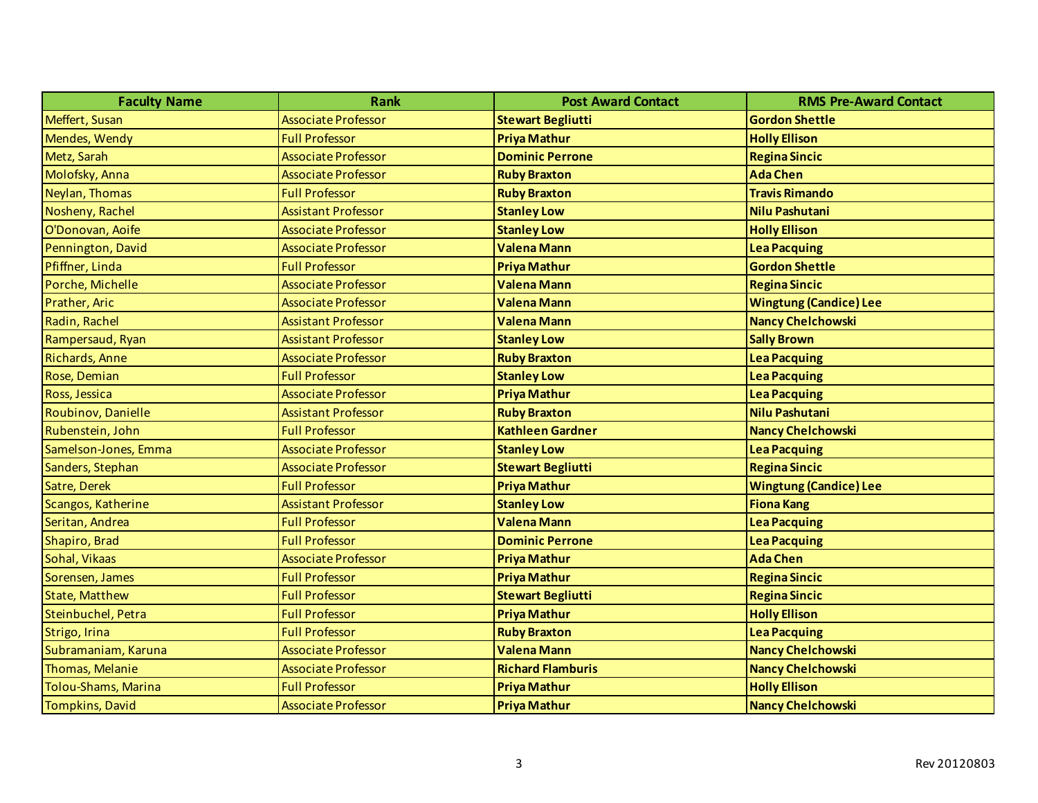| Faculty Name | Rank | Post Award Contact | RMS Pre-Award Contact |
| --- | --- | --- | --- |
| Meffert, Susan | Associate Professor | **Stewart Begliutti** | **Gordon Shettle** |
| Mendes, Wendy | Full Professor | **Priya Mathur** | **Holly Ellison** |
| Metz, Sarah | Associate Professor | **Dominic Perrone** | **Regina Sincic** |
| Molofsky, Anna | Associate Professor | **Ruby Braxton** | **Ada Chen** |
| Neylan, Thomas | Full Professor | **Ruby Braxton** | **Travis Rimando** |
| Nosheny, Rachel | Assistant Professor | **Stanley Low** | **Nilu Pashutani** |
| O'Donovan, Aoife | Associate Professor | **Stanley Low** | **Holly Ellison** |
| Pennington, David | Associate Professor | **Valena Mann** | **Lea Pacquing** |
| Pfiffner, Linda | Full Professor | **Priya Mathur** | **Gordon Shettle** |
| Porche, Michelle | Associate Professor | **Valena Mann** | **Regina Sincic** |
| Prather, Aric | Associate Professor | **Valena Mann** | **Wingtung (Candice) Lee** |
| Radin, Rachel | Assistant Professor | **Valena Mann** | **Nancy Chelchowski** |
| Rampersaud, Ryan | Assistant Professor | **Stanley Low** | **Sally Brown** |
| Richards, Anne | Associate Professor | **Ruby Braxton** | **Lea Pacquing** |
| Rose, Demian | Full Professor | **Stanley Low** | **Lea Pacquing** |
| Ross, Jessica | Associate Professor | **Priya Mathur** | **Lea Pacquing** |
| Roubinov, Danielle | Assistant Professor | **Ruby Braxton** | **Nilu Pashutani** |
| Rubenstein, John | Full Professor | **Kathleen Gardner** | **Nancy Chelchowski** |
| Samelson-Jones, Emma | Associate Professor | **Stanley Low** | **Lea Pacquing** |
| Sanders, Stephan | Associate Professor | **Stewart Begliutti** | **Regina Sincic** |
| Satre, Derek | Full Professor | **Priya Mathur** | **Wingtung (Candice) Lee** |
| Scangos, Katherine | Assistant Professor | **Stanley Low** | **Fiona Kang** |
| Seritan, Andrea | Full Professor | **Valena Mann** | **Lea Pacquing** |
| Shapiro, Brad | Full Professor | **Dominic Perrone** | **Lea Pacquing** |
| Sohal, Vikaas | Associate Professor | **Priya Mathur** | **Ada Chen** |
| Sorensen, James | Full Professor | **Priya Mathur** | **Regina Sincic** |
| State, Matthew | Full Professor | **Stewart Begliutti** | **Regina Sincic** |
| Steinbuchel, Petra | Full Professor | **Priya Mathur** | **Holly Ellison** |
| Strigo, Irina | Full Professor | **Ruby Braxton** | **Lea Pacquing** |
| Subramaniam, Karuna | Associate Professor | **Valena Mann** | **Nancy Chelchowski** |
| Thomas, Melanie | Associate Professor | **Richard Flamburis** | **Nancy Chelchowski** |
| Tolou-Shams, Marina | Full Professor | **Priya Mathur** | **Holly Ellison** |
| Tompkins, David | Associate Professor | **Priya Mathur** | **Nancy Chelchowski** |

Rev 20120803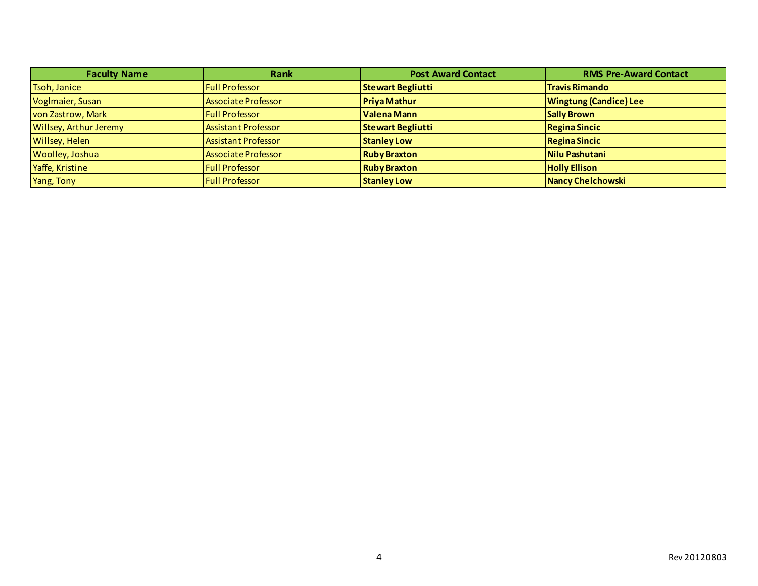| Faculty Name | Rank | Post Award Contact | RMS Pre-Award Contact |
|---|---|---|---|
| Tsoh, Janice | Full Professor | **Stewart Begliutti** | **Travis Rimando** |
| Voglmaier, Susan | Associate Professor | **Priya Mathur** | **Wingtung (Candice) Lee** |
| von Zastrow, Mark | Full Professor | **Valena Mann** | **Sally Brown** |
| Willsey, Arthur Jeremy | Assistant Professor | **Stewart Begliutti** | **Regina Sincic** |
| Willsey, Helen | Assistant Professor | **Stanley Low** | **Regina Sincic** |
| Woolley, Joshua | Associate Professor | **Ruby Braxton** | **Nilu Pashutani** |
| Yaffe, Kristine | Full Professor | **Ruby Braxton** | **Holly Ellison** |
| Yang, Tony | Full Professor | **Stanley Low** | **Nancy Chelchowski** |

Rev 20120803